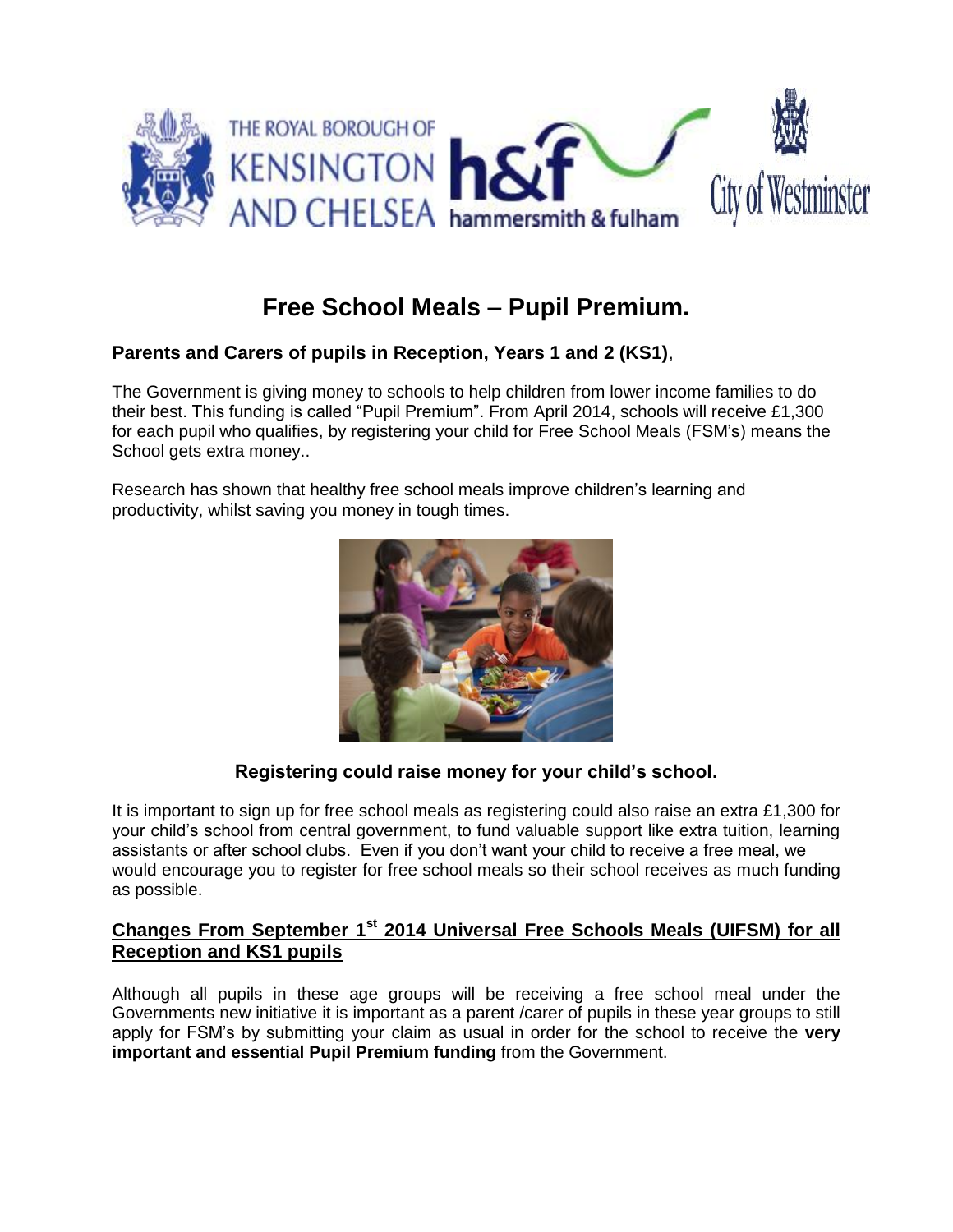# Free School Meals – Pupil Premium.

**Parents and Carers of pupils in Reception, Years 1 and 2 (KS1)**,

The Government is giving money to schools to help children from lower income families to do their best. This funding is called "Pupil Premium". From April 2014, schools will receive £1,300 for each pupil who qualifies, by registering your child for Free School Meals (FSM's) means the School gets extra money..

Research has shown that healthy free school meals improve children's learning and productivity, whilst saving you money in tough times.

### Registering could raise money for your child's school.

It is important to sign up for free school meals as registering could also raise an extra £1,300 for your child's school from central government, to fund valuable support like extra tuition, learning assistants or after school clubs. Even if you don't want your child to receive a free meal, we would encourage you to register for free school meals so their school receives as much funding as possible.

## Changes From September 1st 2014 Universal Free Schools Meals (UIFSM) for all Reception and KS1 pupils

Although all pupils in these age groups will be receiving a free school meal under the Governments new initiative it is important as a parent /carer of pupils in these year groups to still apply for FSM's by submitting your claim as usual in order for the school to receive the **very important and essential Pupil Premium funding** from the Government.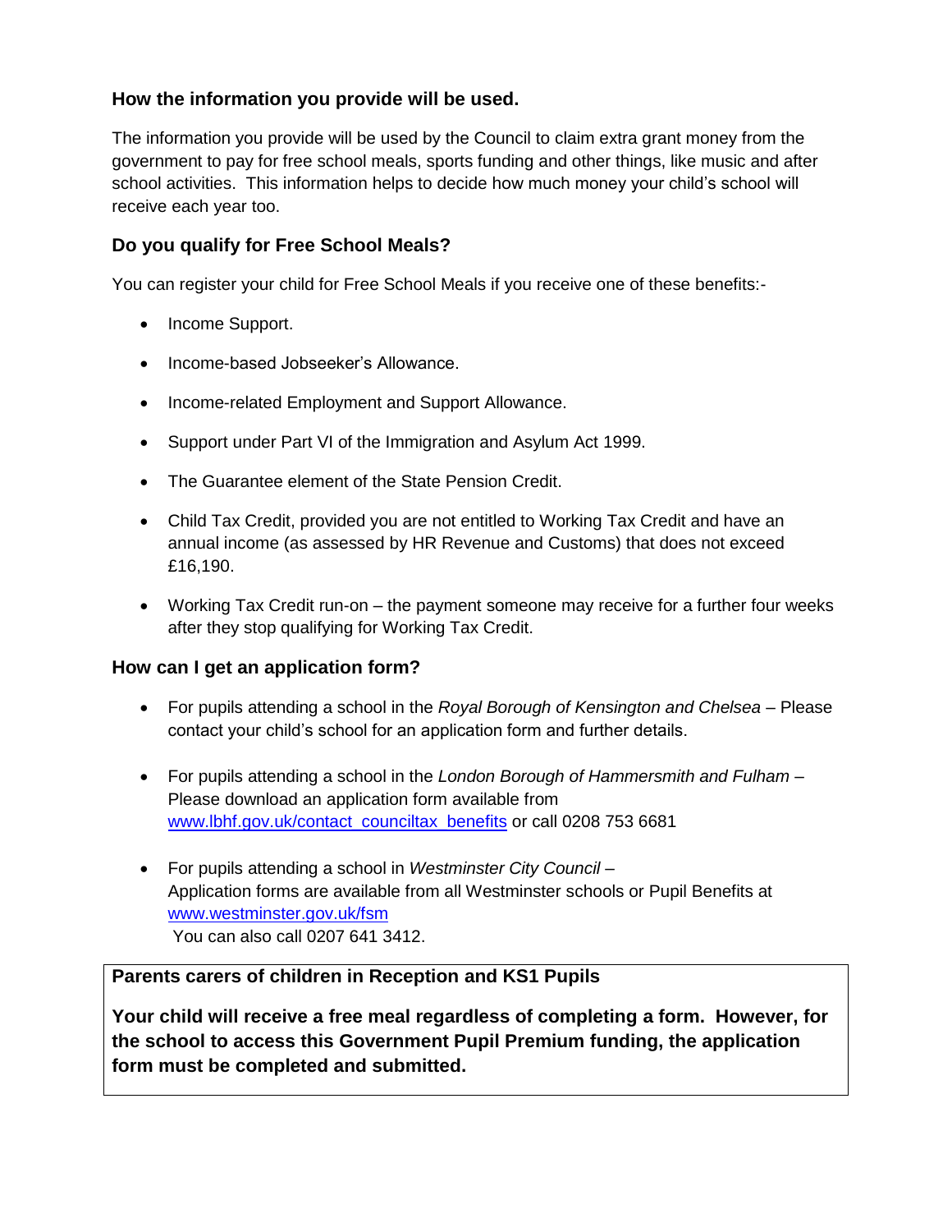## How the information you provide will be used.

The information you provide will be used by the Council to claim extra grant money from the government to pay for free school meals, sports funding and other things, like music and after school activities. This information helps to decide how much money your child's school will receive each year too.

## Do you qualify for Free School Meals?

You can register your child for Free School Meals if you receive one of these benefits:-

- Income Support.
- Income-based Jobseeker's Allowance.
- Income-related Employment and Support Allowance.
- Support under Part VI of the Immigration and Asylum Act 1999.
- The Guarantee element of the State Pension Credit.
- Child Tax Credit, provided you are not entitled to Working Tax Credit and have an annual income (as assessed by HR Revenue and Customs) that does not exceed £16,190.
- Working Tax Credit run-on – the payment someone may receive for a further four weeks after they stop qualifying for Working Tax Credit.

## How can I get an application form?

- For pupils attending a school in the *Royal Borough of Kensington and Chelsea* – Please contact your child's school for an application form and further details.
- For pupils attending a school in the *London Borough of Hammersmith and Fulham* – Please download an application form available from [www.lbhf.gov.uk/contact_counciltax_benefits](www.lbhf.gov.uk/contact_counciltax_benefits) or call 0208 753 6681
- For pupils attending a school in *Westminster City Council* – Application forms are available from all Westminster schools or Pupil Benefits at [www.westminster.gov.uk/fsm](www.westminster.gov.uk/fsm)
  You can also call 0207 641 3412.

**Parents carers of children in Reception and KS1 Pupils**

**Your child will receive a free meal regardless of completing a form. However, for the school to access this Government Pupil Premium funding, the application form must be completed and submitted.**